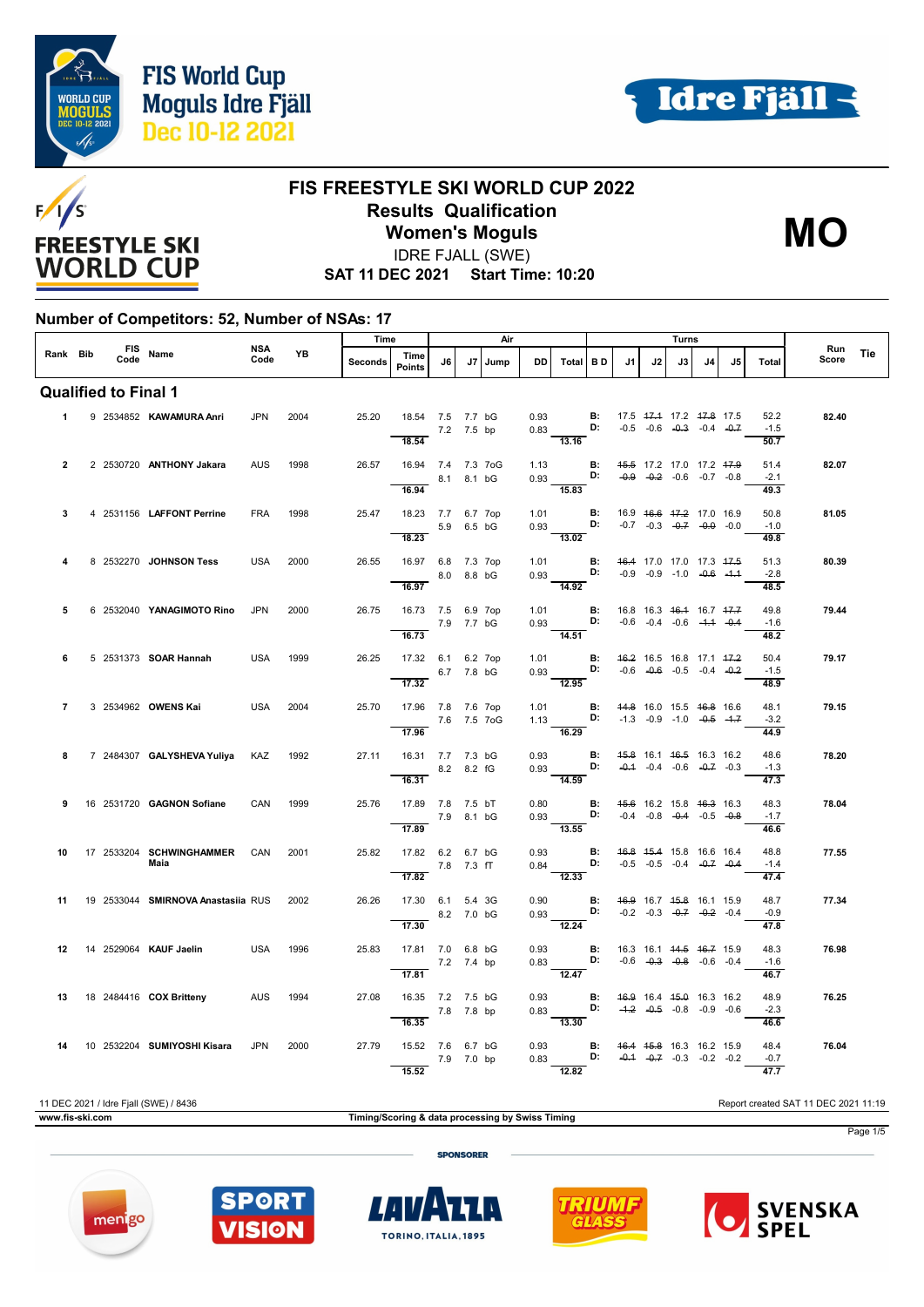# FIS World Cup Moguls Idre Fjäll Dec 10-12 2021

## FIS FREESTYLE SKI WORLD CUP 2022

### Results Qualification

### Women's Moguls

**MO**

IDRE FJALL (SWE)

**SAT 11 DEC 2021 Start Time: 10:20**

### Number of Competitors: 52, Number of NSAs: 17

| Rank | Bib | FIS Code | Name | NSA Code | YB | Time Seconds | Time Points | J6 | J7 | Jump | DD | Air Total | B D | J1 | J2 | J3 | J4 | J5 | Turns Total | Run Score | Tie |
|---|---|---|---|---|---|---|---|---|---|---|---|---|---|---|---|---|---|---|---|---|---|
| **Qualified to Final 1** | | | | | | | | | | | | | | | | | | | | | |
| 1 | 9 | 2534852 | **KAWAMURA Anri** | JPN | 2004 | 25.20 | 18.54 | 7.5 / 7.2 | 7.7 / 7.5 | bG / bp | 0.93 / 0.83 | 13.16 | B: / D: | 17.5 / -0.5 | ~~17.1~~ / -0.6 | 17.2 / ~~-0.3~~ | ~~17.8~~ / -0.4 | 17.5 / ~~-0.7~~ | 52.2 / -1.5 / 50.7 | **82.40** | |
| 2 | 2 | 2530720 | **ANTHONY Jakara** | AUS | 1998 | 26.57 | 16.94 | 7.4 / 8.1 | 7.3 / 8.1 | 7oG / bG | 1.13 / 0.93 | 15.83 | B: / D: | ~~15.5~~ / ~~-0.9~~ | 17.2 / ~~-0.2~~ | 17.0 / -0.6 | 17.2 / -0.7 | ~~17.9~~ / -0.8 | 51.4 / -2.1 / 49.3 | **82.07** | |
| 3 | 4 | 2531156 | **LAFFONT Perrine** | FRA | 1998 | 25.47 | 18.23 | 7.7 / 5.9 | 6.7 / 6.5 | 7op / bG | 1.01 / 0.93 | 13.02 | B: / D: | 16.9 / -0.7 | ~~16.6~~ / -0.3 | ~~17.2~~ / ~~-0.7~~ | 17.0 / ~~-0.0~~ | 16.9 / -0.0 | 50.8 / -1.0 / 49.8 | **81.05** | |
| 4 | 8 | 2532270 | **JOHNSON Tess** | USA | 2000 | 26.55 | 16.97 | 6.8 / 8.0 | 7.3 / 8.8 | 7op / bG | 1.01 / 0.93 | 14.92 | B: / D: | ~~16.4~~ / -0.9 | 17.0 / -0.9 | 17.0 / -1.0 | 17.3 / ~~-0.6~~ | ~~17.5~~ / ~~-1.1~~ | 51.3 / -2.8 / 48.5 | **80.39** | |
| 5 | 6 | 2532040 | **YANAGIMOTO Rino** | JPN | 2000 | 26.75 | 16.73 | 7.5 / 7.9 | 6.9 / 7.7 | 7op / bG | 1.01 / 0.93 | 14.51 | B: / D: | 16.8 / -0.6 | 16.3 / -0.4 | ~~16.1~~ / -0.6 | 16.7 / ~~-1.1~~ | ~~17.7~~ / ~~-0.4~~ | 49.8 / -1.6 / 48.2 | **79.44** | |
| 6 | 5 | 2531373 | **SOAR Hannah** | USA | 1999 | 26.25 | 17.32 | 6.1 / 6.7 | 6.2 / 7.8 | 7op / bG | 1.01 / 0.93 | 12.95 | B: / D: | ~~16.2~~ / -0.6 | 16.5 / ~~-0.6~~ | 16.8 / -0.5 | 17.1 / -0.4 | ~~17.2~~ / ~~-0.2~~ | 50.4 / -1.5 / 48.9 | **79.17** | |
| 7 | 3 | 2534962 | **OWENS Kai** | USA | 2004 | 25.70 | 17.96 | 7.8 / 7.6 | 7.6 / 7.5 | 7op / 7oG | 1.01 / 1.13 | 16.29 | B: / D: | ~~14.8~~ / -1.3 | 16.0 / -0.9 | 15.5 / -1.0 | ~~16.8~~ / ~~-0.5~~ | 16.6 / ~~-1.7~~ | 48.1 / -3.2 / 44.9 | **79.15** | |
| 8 | 7 | 2484307 | **GALYSHEVA Yuliya** | KAZ | 1992 | 27.11 | 16.31 | 7.7 / 8.2 | 7.3 / 8.2 | bG / fG | 0.93 / 0.93 | 14.59 | B: / D: | ~~15.8~~ / ~~-0.1~~ | 16.1 / -0.4 | ~~16.5~~ / -0.6 | 16.3 / ~~-0.7~~ | 16.2 / -0.3 | 48.6 / -1.3 / 47.3 | **78.20** | |
| 9 | 16 | 2531720 | **GAGNON Sofiane** | CAN | 1999 | 25.76 | 17.89 | 7.8 / 7.9 | 7.5 / 8.1 | bT / bG | 0.80 / 0.93 | 13.55 | B: / D: | ~~15.6~~ / -0.4 | 16.2 / -0.8 | 15.8 / ~~-0.4~~ | ~~16.3~~ / -0.5 | 16.3 / ~~-0.8~~ | 48.3 / -1.7 / 46.6 | **78.04** | |
| 10 | 17 | 2533204 | **SCHWINGHAMMER Maia** | CAN | 2001 | 25.82 | 17.82 | 6.2 / 7.8 | 6.7 / 7.3 | bG / fT | 0.93 / 0.84 | 12.33 | B: / D: | ~~16.8~~ / -0.5 | ~~15.4~~ / -0.5 | 15.8 / -0.4 | 16.6 / ~~-0.7~~ | 16.4 / ~~-0.4~~ | 48.8 / -1.4 / 47.4 | **77.55** | |
| 11 | 19 | 2533044 | **SMIRNOVA Anastasiia** | RUS | 2002 | 26.26 | 17.30 | 6.1 / 8.2 | 5.4 / 7.0 | 3G / bG | 0.90 / 0.93 | 12.24 | B: / D: | ~~16.9~~ / -0.2 | 16.7 / -0.3 | ~~15.8~~ / ~~-0.7~~ | 16.1 / ~~-0.2~~ | 15.9 / -0.4 | 48.7 / -0.9 / 47.8 | **77.34** | |
| 12 | 14 | 2529064 | **KAUF Jaelin** | USA | 1996 | 25.83 | 17.81 | 7.0 / 7.2 | 6.8 / 7.4 | bG / bp | 0.93 / 0.83 | 12.47 | B: / D: | 16.3 / -0.6 | 16.1 / ~~-0.3~~ | ~~14.5~~ / ~~-0.8~~ | ~~16.7~~ / -0.6 | 15.9 / -0.4 | 48.3 / -1.6 / 46.7 | **76.98** | |
| 13 | 18 | 2484416 | **COX Britteny** | AUS | 1994 | 27.08 | 16.35 | 7.2 / 7.8 | 7.5 / 7.8 | bG / bp | 0.93 / 0.83 | 13.30 | B: / D: | ~~16.9~~ / ~~-1.2~~ | 16.4 / ~~-0.5~~ | ~~15.0~~ / -0.8 | 16.3 / -0.9 | 16.2 / -0.6 | 48.9 / -2.3 / 46.6 | **76.25** | |
| 14 | 10 | 2532204 | **SUMIYOSHI Kisara** | JPN | 2000 | 27.79 | 15.52 | 7.6 / 7.9 | 6.7 / 7.0 | bG / bp | 0.93 / 0.83 | 12.82 | B: / D: | ~~16.4~~ / ~~-0.1~~ | ~~15.8~~ / ~~-0.7~~ | 16.3 / -0.3 | 16.2 / -0.2 | 15.9 / -0.2 | 48.4 / -0.7 / 47.7 | **76.04** | |

11 DEC 2021 / Idre Fjall (SWE) / 8436 — Report created SAT 11 DEC 2021 11:19

www.fis-ski.com — Timing/Scoring & data processing by Swiss Timing

SPONSORER: menigo, SPORT VISION, LAVAZZA TORINO, ITALIA, 1895, TRIUMF GLASS, SVENSKA SPEL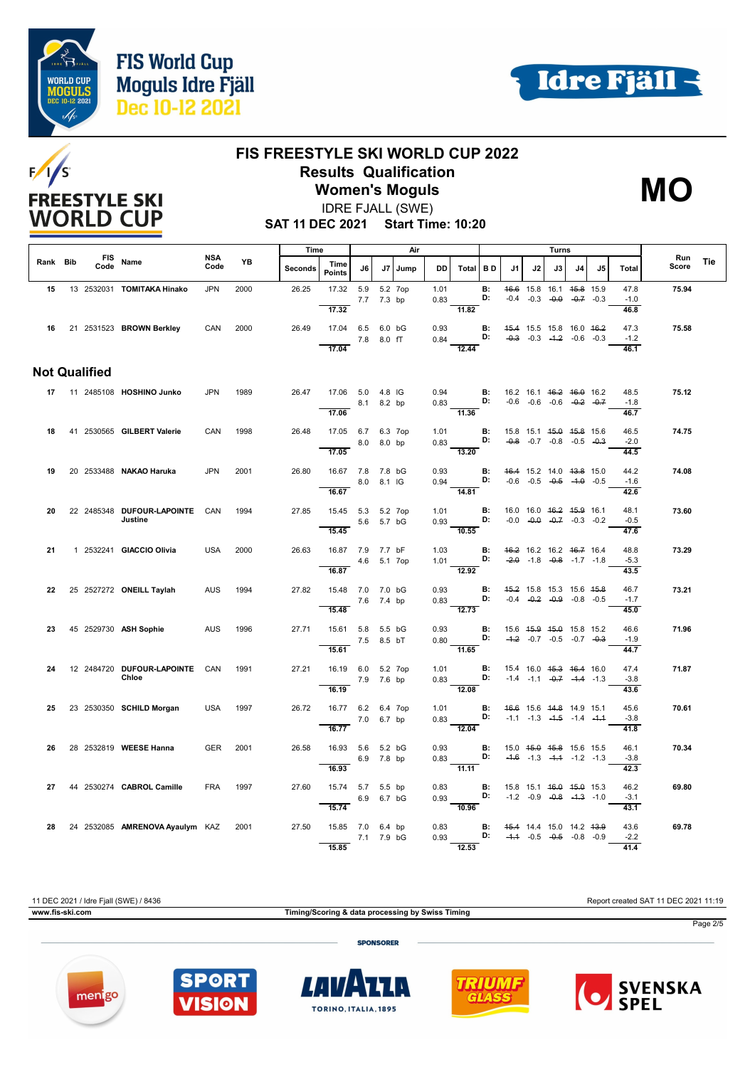# FIS FREESTYLE SKI WORLD CUP 2022

## Results Qualification

## Women's Moguls

IDRE FJALL (SWE)

**SAT 11 DEC 2021 Start Time: 10:20**

**MO**

| Rank | Bib | FIS Code | Name | NSA Code | YB | Seconds | Time Points | J6 | J7 | Jump | DD | Total | B D | J1 | J2 | J3 | J4 | J5 | Total | Run Score | Tie |
|---|---|---|---|---|---|---|---|---|---|---|---|---|---|---|---|---|---|---|---|---|---|
| 15 | 13 | 2532031 | TOMITAKA Hinako | JPN | 2000 | 26.25 | 17.32 | 5.9 | 5.2 | 7op | 1.01 | | B: | ~~16.6~~ | 15.8 | 16.1 | ~~15.8~~ | 15.9 | 47.8 | 75.94 | |
| | | | | | | | | 7.7 | 7.3 | bp | 0.83 | | D: | -0.4 | -0.3 | ~~-0.0~~ | ~~-0.7~~ | -0.3 | -1.0 | | |
| | | | | | | | 17.32 | | | | | 11.82 | | | | | | | 46.8 | | |
| 16 | 21 | 2531523 | BROWN Berkley | CAN | 2000 | 26.49 | 17.04 | 6.5 | 6.0 | bG | 0.93 | | B: | ~~15.4~~ | 15.5 | 15.8 | 16.0 | ~~16.2~~ | 47.3 | 75.58 | |
| | | | | | | | | 7.8 | 8.0 | fT | 0.84 | | D: | ~~-0.3~~ | -0.3 | ~~-1.2~~ | -0.6 | -0.3 | -1.2 | | |
| | | | | | | | 17.04 | | | | | 12.44 | | | | | | | 46.1 | | |

## Not Qualified

| Rank | Bib | FIS Code | Name | NSA Code | YB | Seconds | Time Points | J6 | J7 | Jump | DD | Total | B D | J1 | J2 | J3 | J4 | J5 | Total | Run Score | Tie |
|---|---|---|---|---|---|---|---|---|---|---|---|---|---|---|---|---|---|---|---|---|---|
| 17 | 11 | 2485108 | HOSHINO Junko | JPN | 1989 | 26.47 | 17.06 | 5.0 | 4.8 | lG | 0.94 | | B: | 16.2 | 16.1 | ~~16.2~~ | ~~16.0~~ | 16.2 | 48.5 | 75.12 | |
| | | | | | | | | 8.1 | 8.2 | bp | 0.83 | | D: | -0.6 | -0.6 | -0.6 | ~~-0.2~~ | ~~-0.7~~ | -1.8 | | |
| | | | | | | | 17.06 | | | | | 11.36 | | | | | | | 46.7 | | |
| 18 | 41 | 2530565 | GILBERT Valerie | CAN | 1998 | 26.48 | 17.05 | 6.7 | 6.3 | 7op | 1.01 | | B: | 15.8 | 15.1 | ~~15.0~~ | ~~15.8~~ | 15.6 | 46.5 | 74.75 | |
| | | | | | | | | 8.0 | 8.0 | bp | 0.83 | | D: | ~~-0.8~~ | -0.7 | -0.8 | -0.5 | ~~-0.3~~ | -2.0 | | |
| | | | | | | | 17.05 | | | | | 13.20 | | | | | | | 44.5 | | |
| 19 | 20 | 2533488 | NAKAO Haruka | JPN | 2001 | 26.80 | 16.67 | 7.8 | 7.8 | bG | 0.93 | | B: | ~~16.4~~ | 15.2 | 14.0 | ~~13.8~~ | 15.0 | 44.2 | 74.08 | |
| | | | | | | | | 8.0 | 8.1 | lG | 0.94 | | D: | -0.6 | -0.5 | ~~-0.5~~ | ~~-1.0~~ | -0.5 | -1.6 | | |
| | | | | | | | 16.67 | | | | | 14.81 | | | | | | | 42.6 | | |
| 20 | 22 | 2485348 | DUFOUR-LAPOINTE Justine | CAN | 1994 | 27.85 | 15.45 | 5.3 | 5.2 | 7op | 1.01 | | B: | 16.0 | 16.0 | ~~16.2~~ | ~~15.9~~ | 16.1 | 48.1 | 73.60 | |
| | | | | | | | | 5.6 | 5.7 | bG | 0.93 | | D: | -0.0 | ~~-0.0~~ | ~~-0.7~~ | -0.3 | -0.2 | -0.5 | | |
| | | | | | | | 15.45 | | | | | 10.55 | | | | | | | 47.6 | | |
| 21 | 1 | 2532241 | GIACCIO Olivia | USA | 2000 | 26.63 | 16.87 | 7.9 | 7.7 | bF | 1.03 | | B: | ~~16.2~~ | 16.2 | 16.2 | ~~16.7~~ | 16.4 | 48.8 | 73.29 | |
| | | | | | | | | 4.6 | 5.1 | 7op | 1.01 | | D: | ~~-2.0~~ | -1.8 | ~~-0.8~~ | -1.7 | -1.8 | -5.3 | | |
| | | | | | | | 16.87 | | | | | 12.92 | | | | | | | 43.5 | | |
| 22 | 25 | 2527272 | ONEILL Taylah | AUS | 1994 | 27.82 | 15.48 | 7.0 | 7.0 | bG | 0.93 | | B: | ~~15.2~~ | 15.8 | 15.3 | 15.6 | ~~15.8~~ | 46.7 | 73.21 | |
| | | | | | | | | 7.6 | 7.4 | bp | 0.83 | | D: | -0.4 | ~~-0.2~~ | ~~-0.9~~ | -0.8 | -0.5 | -1.7 | | |
| | | | | | | | 15.48 | | | | | 12.73 | | | | | | | 45.0 | | |
| 23 | 45 | 2529730 | ASH Sophie | AUS | 1996 | 27.71 | 15.61 | 5.8 | 5.5 | bG | 0.93 | | B: | 15.6 | ~~15.9~~ | ~~15.0~~ | 15.8 | 15.2 | 46.6 | 71.96 | |
| | | | | | | | | 7.5 | 8.5 | bT | 0.80 | | D: | ~~-1.2~~ | -0.7 | -0.5 | -0.7 | ~~-0.3~~ | -1.9 | | |
| | | | | | | | 15.61 | | | | | 11.65 | | | | | | | 44.7 | | |
| 24 | 12 | 2484720 | DUFOUR-LAPOINTE Chloe | CAN | 1991 | 27.21 | 16.19 | 6.0 | 5.2 | 7op | 1.01 | | B: | 15.4 | 16.0 | ~~15.3~~ | ~~16.4~~ | 16.0 | 47.4 | 71.87 | |
| | | | | | | | | 7.9 | 7.6 | bp | 0.83 | | D: | -1.4 | -1.1 | ~~-0.7~~ | ~~-1.4~~ | -1.3 | -3.8 | | |
| | | | | | | | 16.19 | | | | | 12.08 | | | | | | | 43.6 | | |
| 25 | 23 | 2530350 | SCHILD Morgan | USA | 1997 | 26.72 | 16.77 | 6.2 | 6.4 | 7op | 1.01 | | B: | ~~16.6~~ | 15.6 | ~~14.8~~ | 14.9 | 15.1 | 45.6 | 70.61 | |
| | | | | | | | | 7.0 | 6.7 | bp | 0.83 | | D: | -1.1 | -1.3 | ~~-1.5~~ | -1.4 | ~~-1.1~~ | -3.8 | | |
| | | | | | | | 16.77 | | | | | 12.04 | | | | | | | 41.8 | | |
| 26 | 28 | 2532819 | WEESE Hanna | GER | 2001 | 26.58 | 16.93 | 5.6 | 5.2 | bG | 0.93 | | B: | 15.0 | ~~15.0~~ | ~~15.8~~ | 15.6 | 15.5 | 46.1 | 70.34 | |
| | | | | | | | | 6.9 | 7.8 | bp | 0.83 | | D: | ~~-1.6~~ | -1.3 | ~~-1.1~~ | -1.2 | -1.3 | -3.8 | | |
| | | | | | | | 16.93 | | | | | 11.11 | | | | | | | 42.3 | | |
| 27 | 44 | 2530274 | CABROL Camille | FRA | 1997 | 27.60 | 15.74 | 5.7 | 5.5 | bp | 0.83 | | B: | 15.8 | 15.1 | ~~16.0~~ | ~~15.0~~ | 15.3 | 46.2 | 69.80 | |
| | | | | | | | | 6.9 | 6.7 | bG | 0.93 | | D: | -1.2 | -0.9 | ~~-0.8~~ | ~~-1.3~~ | -1.0 | -3.1 | | |
| | | | | | | | 15.74 | | | | | 10.96 | | | | | | | 43.1 | | |
| 28 | 24 | 2532085 | AMRENOVA Ayaulym | KAZ | 2001 | 27.50 | 15.85 | 7.0 | 6.4 | bp | 0.83 | | B: | ~~15.4~~ | 14.4 | 15.0 | 14.2 | ~~13.9~~ | 43.6 | 69.78 | |
| | | | | | | | | 7.1 | 7.9 | bG | 0.93 | | D: | ~~-1.1~~ | -0.5 | ~~-0.5~~ | -0.8 | -0.9 | -2.2 | | |
| | | | | | | | 15.85 | | | | | 12.53 | | | | | | | 41.4 | | |

11 DEC 2021 / Idre Fjall (SWE) / 8436 — Report created SAT 11 DEC 2021 11:19

www.fis-ski.com — Timing/Scoring & data processing by Swiss Timing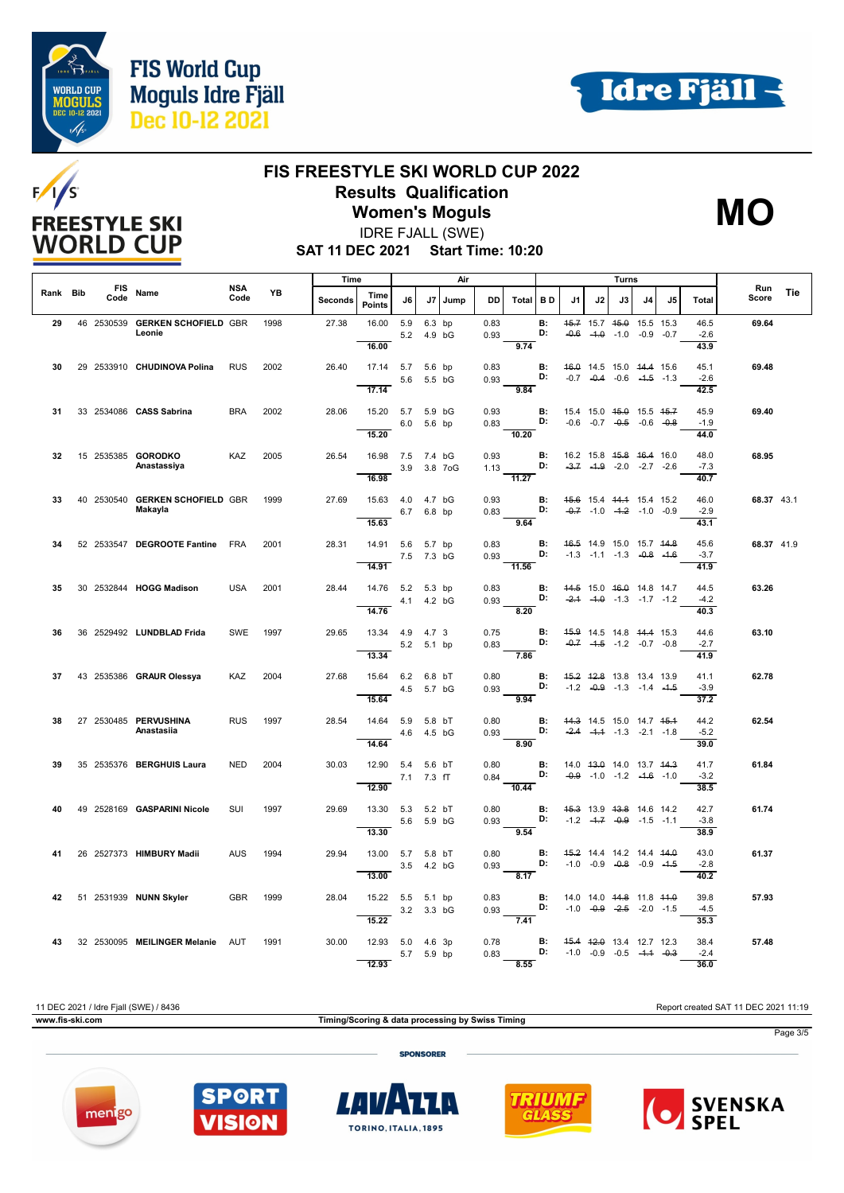# FIS FREESTYLE SKI WORLD CUP 2022

## Results Qualification

## Women's Moguls

IDRE FJALL (SWE)

**SAT 11 DEC 2021 Start Time: 10:20**

**MO**

| Rank | Bib | FIS Code | Name | NSA Code | YB | Seconds | Time Points | J6 | J7 | Jump | DD | Total | B D | J1 | J2 | J3 | J4 | J5 | Total | Run Score | Tie |
|---|---|---|---|---|---|---|---|---|---|---|---|---|---|---|---|---|---|---|---|---|---|
| 29 | 46 | 2530539 | GERKEN SCHOFIELD Leonie | GBR | 1998 | 27.38 | 16.00 | 5.9 | 6.3 | bp | 0.83 | | B: | ~~15.7~~ | 15.7 | ~~15.0~~ | 15.5 | 15.3 | 46.5 | 69.64 | |
| | | | | | | | | 5.2 | 4.9 | bG | 0.93 | | D: | ~~-0.6~~ | ~~-1.0~~ | -1.0 | -0.9 | -0.7 | -2.6 | | |
| | | | | | | | 16.00 | | | | | 9.74 | | | | | | | 43.9 | | |
| 30 | 29 | 2533910 | CHUDINOVA Polina | RUS | 2002 | 26.40 | 17.14 | 5.7 | 5.6 | bp | 0.83 | | B: | ~~16.0~~ | 14.5 | 15.0 | ~~14.4~~ | 15.6 | 45.1 | 69.48 | |
| | | | | | | | | 5.6 | 5.5 | bG | 0.93 | | D: | -0.7 | ~~-0.4~~ | -0.6 | ~~-1.5~~ | -1.3 | -2.6 | | |
| | | | | | | | 17.14 | | | | | 9.84 | | | | | | | 42.5 | | |
| 31 | 33 | 2534086 | CASS Sabrina | BRA | 2002 | 28.06 | 15.20 | 5.7 | 5.9 | bG | 0.93 | | B: | 15.4 | 15.0 | ~~15.0~~ | 15.5 | ~~15.7~~ | 45.9 | 69.40 | |
| | | | | | | | | 6.0 | 5.6 | bp | 0.83 | | D: | -0.6 | -0.7 | ~~-0.5~~ | -0.6 | ~~-0.8~~ | -1.9 | | |
| | | | | | | | 15.20 | | | | | 10.20 | | | | | | | 44.0 | | |
| 32 | 15 | 2535385 | GORODKO Anastassiya | KAZ | 2005 | 26.54 | 16.98 | 7.5 | 7.4 | bG | 0.93 | | B: | 16.2 | 15.8 | ~~15.8~~ | ~~16.4~~ | 16.0 | 48.0 | 68.95 | |
| | | | | | | | | 3.9 | 3.8 | 7oG | 1.13 | | D: | ~~-3.7~~ | ~~-1.9~~ | -2.0 | -2.7 | -2.6 | -7.3 | | |
| | | | | | | | 16.98 | | | | | 11.27 | | | | | | | 40.7 | | |
| 33 | 40 | 2530540 | GERKEN SCHOFIELD Makayla | GBR | 1999 | 27.69 | 15.63 | 4.0 | 4.7 | bG | 0.93 | | B: | ~~15.6~~ | 15.4 | ~~14.1~~ | 15.4 | 15.2 | 46.0 | 68.37 | 43.1 |
| | | | | | | | | 6.7 | 6.8 | bp | 0.83 | | D: | ~~-0.7~~ | -1.0 | ~~-1.2~~ | -1.0 | -0.9 | -2.9 | | |
| | | | | | | | 15.63 | | | | | 9.64 | | | | | | | 43.1 | | |
| 34 | 52 | 2533547 | DEGROOTE Fantine | FRA | 2001 | 28.31 | 14.91 | 5.6 | 5.7 | bp | 0.83 | | B: | ~~16.5~~ | 14.9 | 15.0 | 15.7 | ~~14.8~~ | 45.6 | 68.37 | 41.9 |
| | | | | | | | | 7.5 | 7.3 | bG | 0.93 | | D: | -1.3 | -1.1 | -1.3 | ~~-0.8~~ | ~~-1.6~~ | -3.7 | | |
| | | | | | | | 14.91 | | | | | 11.56 | | | | | | | 41.9 | | |
| 35 | 30 | 2532844 | HOGG Madison | USA | 2001 | 28.44 | 14.76 | 5.2 | 5.3 | bp | 0.83 | | B: | ~~14.5~~ | 15.0 | ~~16.0~~ | 14.8 | 14.7 | 44.5 | 63.26 | |
| | | | | | | | | 4.1 | 4.2 | bG | 0.93 | | D: | ~~-2.1~~ | ~~-1.0~~ | -1.3 | -1.7 | -1.2 | -4.2 | | |
| | | | | | | | 14.76 | | | | | 8.20 | | | | | | | 40.3 | | |
| 36 | 36 | 2529492 | LUNDBLAD Frida | SWE | 1997 | 29.65 | 13.34 | 4.9 | 4.7 | 3 | 0.75 | | B: | ~~15.9~~ | 14.5 | 14.8 | ~~14.4~~ | 15.3 | 44.6 | 63.10 | |
| | | | | | | | | 5.2 | 5.1 | bp | 0.83 | | D: | ~~-0.7~~ | ~~-1.5~~ | -1.2 | -0.7 | -0.8 | -2.7 | | |
| | | | | | | | 13.34 | | | | | 7.86 | | | | | | | 41.9 | | |
| 37 | 43 | 2535386 | GRAUR Olessya | KAZ | 2004 | 27.68 | 15.64 | 6.2 | 6.8 | bT | 0.80 | | B: | ~~15.2~~ | ~~12.8~~ | 13.8 | 13.4 | 13.9 | 41.1 | 62.78 | |
| | | | | | | | | 4.5 | 5.7 | bG | 0.93 | | D: | -1.2 | ~~-0.9~~ | -1.3 | -1.4 | ~~-1.5~~ | -3.9 | | |
| | | | | | | | 15.64 | | | | | 9.94 | | | | | | | 37.2 | | |
| 38 | 27 | 2530485 | PERVUSHINA Anastasiia | RUS | 1997 | 28.54 | 14.64 | 5.9 | 5.8 | bT | 0.80 | | B: | ~~14.3~~ | 14.5 | 15.0 | 14.7 | ~~15.1~~ | 44.2 | 62.54 | |
| | | | | | | | | 4.6 | 4.5 | bG | 0.93 | | D: | ~~-2.4~~ | ~~-1.1~~ | -1.3 | -2.1 | -1.8 | -5.2 | | |
| | | | | | | | 14.64 | | | | | 8.90 | | | | | | | 39.0 | | |
| 39 | 35 | 2535376 | BERGHUIS Laura | NED | 2004 | 30.03 | 12.90 | 5.4 | 5.6 | bT | 0.80 | | B: | 14.0 | ~~13.0~~ | 14.0 | 13.7 | ~~14.3~~ | 41.7 | 61.84 | |
| | | | | | | | | 7.1 | 7.3 | fT | 0.84 | | D: | ~~-0.9~~ | -1.0 | -1.2 | ~~-1.6~~ | -1.0 | -3.2 | | |
| | | | | | | | 12.90 | | | | | 10.44 | | | | | | | 38.5 | | |
| 40 | 49 | 2528169 | GASPARINI Nicole | SUI | 1997 | 29.69 | 13.30 | 5.3 | 5.2 | bT | 0.80 | | B: | ~~15.3~~ | 13.9 | ~~13.8~~ | 14.6 | 14.2 | 42.7 | 61.74 | |
| | | | | | | | | 5.6 | 5.9 | bG | 0.93 | | D: | -1.2 | ~~-1.7~~ | ~~-0.9~~ | -1.5 | -1.1 | -3.8 | | |
| | | | | | | | 13.30 | | | | | 9.54 | | | | | | | 38.9 | | |
| 41 | 26 | 2527373 | HIMBURY Madii | AUS | 1994 | 29.94 | 13.00 | 5.7 | 5.8 | bT | 0.80 | | B: | ~~15.2~~ | 14.4 | 14.2 | 14.4 | ~~14.0~~ | 43.0 | 61.37 | |
| | | | | | | | | 3.5 | 4.2 | bG | 0.93 | | D: | -1.0 | -0.9 | ~~-0.8~~ | -0.9 | ~~-1.5~~ | -2.8 | | |
| | | | | | | | 13.00 | | | | | 8.17 | | | | | | | 40.2 | | |
| 42 | 51 | 2531939 | NUNN Skyler | GBR | 1999 | 28.04 | 15.22 | 5.5 | 5.1 | bp | 0.83 | | B: | 14.0 | 14.0 | ~~14.8~~ | 11.8 | ~~11.0~~ | 39.8 | 57.93 | |
| | | | | | | | | 3.2 | 3.3 | bG | 0.93 | | D: | -1.0 | ~~-0.9~~ | ~~-2.5~~ | -2.0 | -1.5 | -4.5 | | |
| | | | | | | | 15.22 | | | | | 7.41 | | | | | | | 35.3 | | |
| 43 | 32 | 2530095 | MEILINGER Melanie | AUT | 1991 | 30.00 | 12.93 | 5.0 | 4.6 | 3p | 0.78 | | B: | ~~15.4~~ | ~~12.0~~ | 13.4 | 12.7 | 12.3 | 38.4 | 57.48 | |
| | | | | | | | | 5.7 | 5.9 | bp | 0.83 | | D: | -1.0 | -0.9 | -0.5 | ~~-1.1~~ | ~~-0.3~~ | -2.4 | | |
| | | | | | | | 12.93 | | | | | 8.55 | | | | | | | 36.0 | | |

11 DEC 2021 / Idre Fjall (SWE) / 8436 — Report created SAT 11 DEC 2021 11:19

www.fis-ski.com — Timing/Scoring & data processing by Swiss Timing

SPONSORER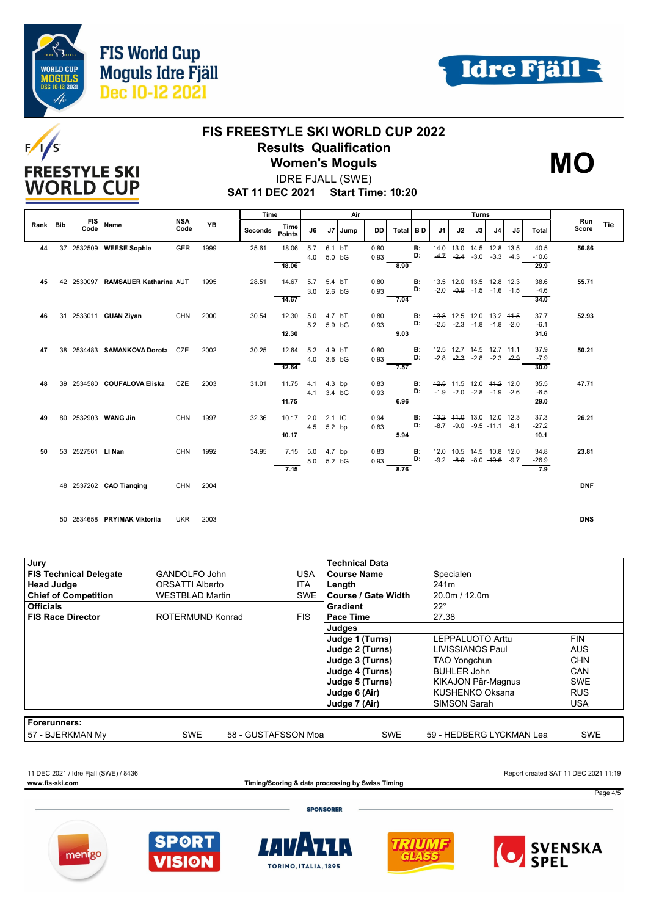# FIS FREESTYLE SKI WORLD CUP 2022

## Results Qualification

## Women's Moguls

**MO**

IDRE FJALL (SWE)

**SAT 11 DEC 2021 Start Time: 10:20**

| Rank | Bib | FIS Code | Name | NSA Code | YB | Time Seconds | Time Points | J6 | J7 | Jump | DD | Air Total | B D | J1 | J2 | J3 | J4 | J5 | Turns Total | Run Score | Tie |
|---|---|---|---|---|---|---|---|---|---|---|---|---|---|---|---|---|---|---|---|---|---|
| 44 | 37 | 2532509 | WEESE Sophie | GER | 1999 | 25.61 | 18.06 | 5.7 / 4.0 | 6.1 / 5.0 | bT / bG | 0.80 / 0.93 | 8.90 | B: / D: | 14.0 / -4.7 | 13.0 / -2.4 | 14.5 / -3.0 | 12.8 / -3.3 | 13.5 / -4.3 | 40.5 / -10.6 / 29.9 | 56.86 | |
| | | | | | | | 18.06 | | | | | | | | | | | | | | |
| 45 | 42 | 2530097 | RAMSAUER Katharina | AUT | 1995 | 28.51 | 14.67 | 5.7 / 3.0 | 5.4 / 2.6 | bT / bG | 0.80 / 0.93 | 7.04 | B: / D: | 13.5 / -2.0 | 12.0 / -0.9 | 13.5 / -1.5 | 12.8 / -1.6 | 12.3 / -1.5 | 38.6 / -4.6 / 34.0 | 55.71 | |
| | | | | | | | 14.67 | | | | | | | | | | | | | | |
| 46 | 31 | 2533011 | GUAN Ziyan | CHN | 2000 | 30.54 | 12.30 | 5.0 / 5.2 | 4.7 / 5.9 | bT / bG | 0.80 / 0.93 | 9.03 | B: / D: | 13.8 / -2.5 | 12.5 / -2.3 | 12.0 / -1.8 | 13.2 / -1.8 | 11.5 / -2.0 | 37.7 / -6.1 / 31.6 | 52.93 | |
| | | | | | | | 12.30 | | | | | | | | | | | | | | |
| 47 | 38 | 2534483 | SAMANKOVA Dorota | CZE | 2002 | 30.25 | 12.64 | 5.2 / 4.0 | 4.9 / 3.6 | bT / bG | 0.80 / 0.93 | 7.57 | B: / D: | 12.5 / -2.8 | 12.7 / -2.3 | 14.5 / -2.8 | 12.7 / -2.3 | 11.1 / -2.9 | 37.9 / -7.9 / 30.0 | 50.21 | |
| | | | | | | | 12.64 | | | | | | | | | | | | | | |
| 48 | 39 | 2534580 | COUFALOVA Eliska | CZE | 2003 | 31.01 | 11.75 | 4.1 / 4.1 | 4.3 / 3.4 | bp / bG | 0.83 / 0.93 | 6.96 | B: / D: | 12.5 / -1.9 | 11.5 / -2.0 | 12.0 / -2.8 | 11.2 / -1.9 | 12.0 / -2.6 | 35.5 / -6.5 / 29.0 | 47.71 | |
| | | | | | | | 11.75 | | | | | | | | | | | | | | |
| 49 | 80 | 2532903 | WANG Jin | CHN | 1997 | 32.36 | 10.17 | 2.0 / 4.5 | 2.1 / 5.2 | IG / bp | 0.94 / 0.83 | 5.94 | B: / D: | 13.2 / -8.7 | 11.0 / -9.0 | 13.0 / -9.5 | 12.0 / -11.1 | 12.3 / -8.1 | 37.3 / -27.2 / 10.1 | 26.21 | |
| | | | | | | | 10.17 | | | | | | | | | | | | | | |
| 50 | 53 | 2527561 | LI Nan | CHN | 1992 | 34.95 | 7.15 | 5.0 / 5.0 | 4.7 / 5.2 | bp / bG | 0.83 / 0.93 | 8.76 | B: / D: | 12.0 / -9.2 | 10.5 / -8.0 | 14.5 / -8.0 | 10.8 / -10.6 | 12.0 / -9.7 | 34.8 / -26.9 / 7.9 | 23.81 | |
| | | | | | | | 7.15 | | | | | | | | | | | | | | |
| | 48 | 2537262 | CAO Tianqing | CHN | 2004 | | | | | | | | | | | | | | | DNF | |
| | 50 | 2534658 | PRYIMAK Viktoriia | UKR | 2003 | | | | | | | | | | | | | | | DNS | |

| Jury | | | Technical Data | | |
|---|---|---|---|---|---|
| FIS Technical Delegate | GANDOLFO John | USA | Course Name | Specialen | |
| Head Judge | ORSATTI Alberto | ITA | Length | 241m | |
| Chief of Competition | WESTBLAD Martin | SWE | Course / Gate Width | 20.0m / 12.0m | |
| Officials | | | Gradient | 22° | |
| FIS Race Director | ROTERMUND Konrad | FIS | Pace Time | 27.38 | |
| | | | Judges | | |
| | | | Judge 1 (Turns) | LEPPALUOTO Arttu | FIN |
| | | | Judge 2 (Turns) | LIVISSIANOS Paul | AUS |
| | | | Judge 3 (Turns) | TAO Yongchun | CHN |
| | | | Judge 4 (Turns) | BUHLER John | CAN |
| | | | Judge 5 (Turns) | KIKAJON Pär-Magnus | SWE |
| | | | Judge 6 (Air) | KUSHENKO Oksana | RUS |
| | | | Judge 7 (Air) | SIMSON Sarah | USA |

**Forerunners:**

57 - BJERKMAN My SWE 58 - GUSTAFSSON Moa SWE 59 - HEDBERG LYCKMAN Lea SWE

11 DEC 2021 / Idre Fjall (SWE) / 8436 — Report created SAT 11 DEC 2021 11:19

www.fis-ski.com — Timing/Scoring & data processing by Swiss Timing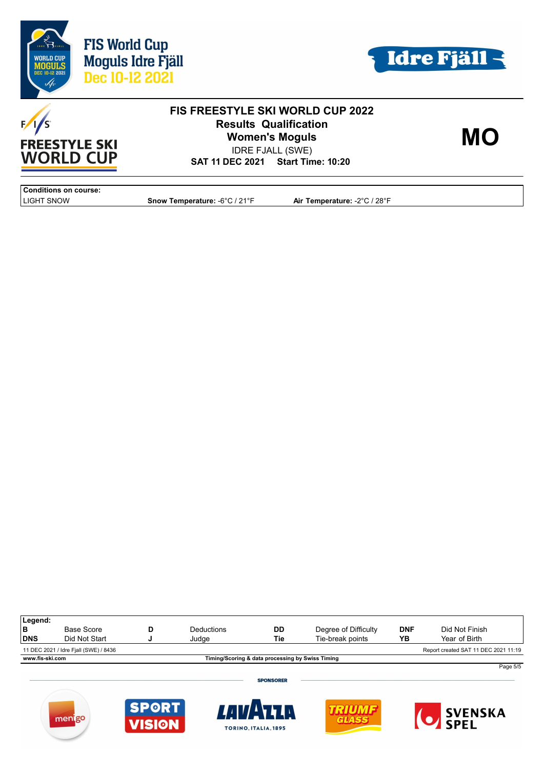FIS World Cup
Moguls Idre Fjäll
Dec 10-12 2021

# FIS FREESTYLE SKI WORLD CUP 2022

## Results Qualification

## Women's Moguls

IDRE FJALL (SWE)

**SAT 11 DEC 2021 Start Time: 10:20**

**MO**

| Conditions on course: | | |
|---|---|---|
| LIGHT SNOW | **Snow Temperature:** -6°C / 21°F | **Air Temperature:** -2°C / 28°F |

**Legend:**

| | | | | | | | |
|---|---|---|---|---|---|---|---|
| **B** | Base Score | **D** | Deductions | **DD** | Degree of Difficulty | **DNF** | Did Not Finish |
| **DNS** | Did Not Start | **J** | Judge | **Tie** | Tie-break points | **YB** | Year of Birth |

11 DEC 2021 / Idre Fjall (SWE) / 8436

Report created SAT 11 DEC 2021 11:19

www.fis-ski.com

Timing/Scoring & data processing by Swiss Timing

SPONSORER